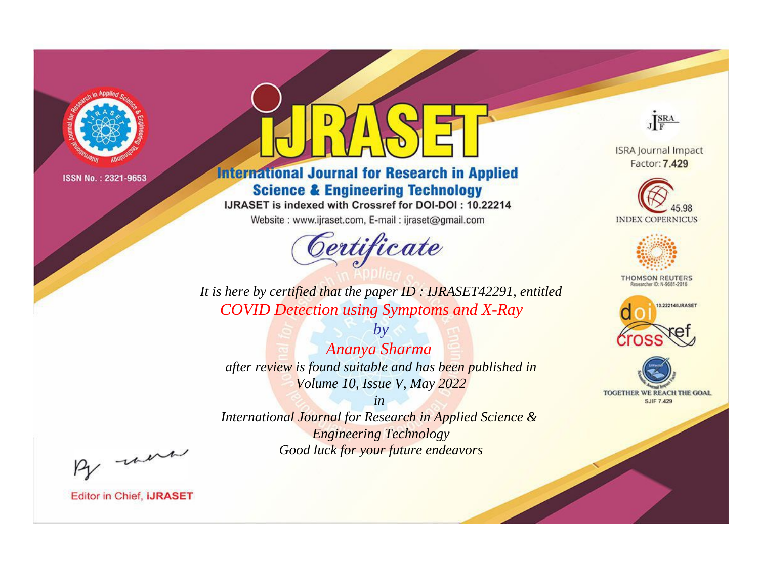ISSN No. : 2321-9653

# iJRASET

## International Journal for Research in Applied Science & Engineering Technology

IJRASET is indexed with Crossref for DOI-DOI : 10.22214

Website : www.ijraset.com, E-mail : ijraset@gmail.com

ISRA Journal Impact Factor: **7.429**

45.98 INDEX COPERNICUS

THOMSON REUTERS Researcher ID: N-9681-2016

10.22214/IJRASET

TOGETHER WE REACH THE GOAL SJIF 7.429

# *Certificate*

*It is here by certified that the paper ID : IJRASET42291, entitled*

*COVID Detection using Symptoms and X-Ray*

*by*

*Ananya Sharma*

*after review is found suitable and has been published in*

*Volume 10, Issue V, May 2022*

*in*

*International Journal for Research in Applied Science & Engineering Technology*

*Good luck for your future endeavors*

Editor in Chief, **iJRASET**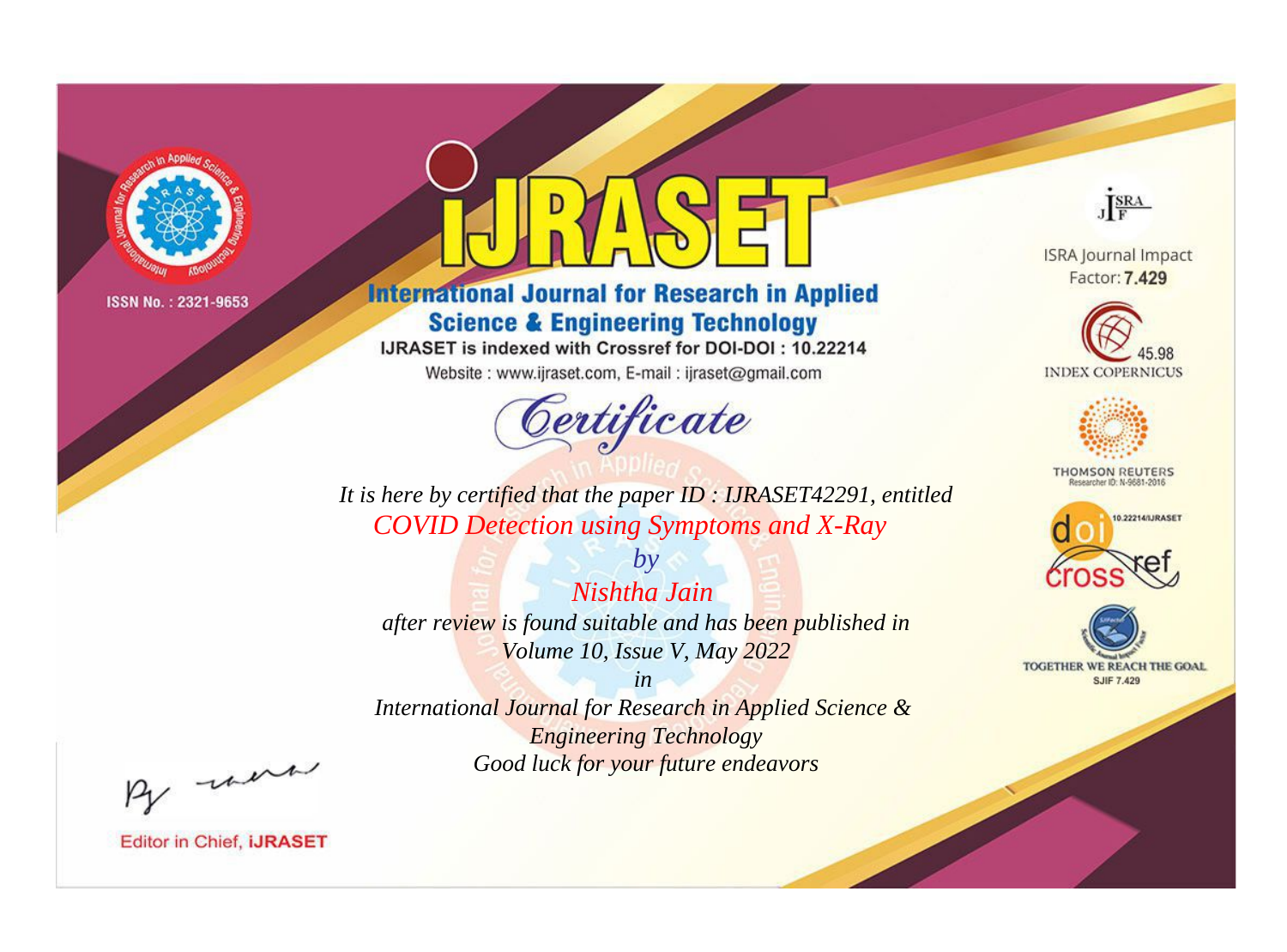ISSN No. : 2321-9653

# iJRASET

## International Journal for Research in Applied Science & Engineering Technology

IJRASET is indexed with Crossref for DOI-DOI : 10.22214

Website : www.ijraset.com, E-mail : ijraset@gmail.com

# Certificate

*It is here by certified that the paper ID : IJRASET42291, entitled*

*COVID Detection using Symptoms and X-Ray*

*by*

*Nishtha Jain*

*after review is found suitable and has been published in*

*Volume 10, Issue V, May 2022*

*in*

*International Journal for Research in Applied Science & Engineering Technology*

*Good luck for your future endeavors*

ISRA Journal Impact Factor: **7.429**

45.98 INDEX COPERNICUS

THOMSON REUTERS Researcher ID: N-9681-2016

10.22214/IJRASET

TOGETHER WE REACH THE GOAL SJIF 7.429

Editor in Chief, **iJRASET**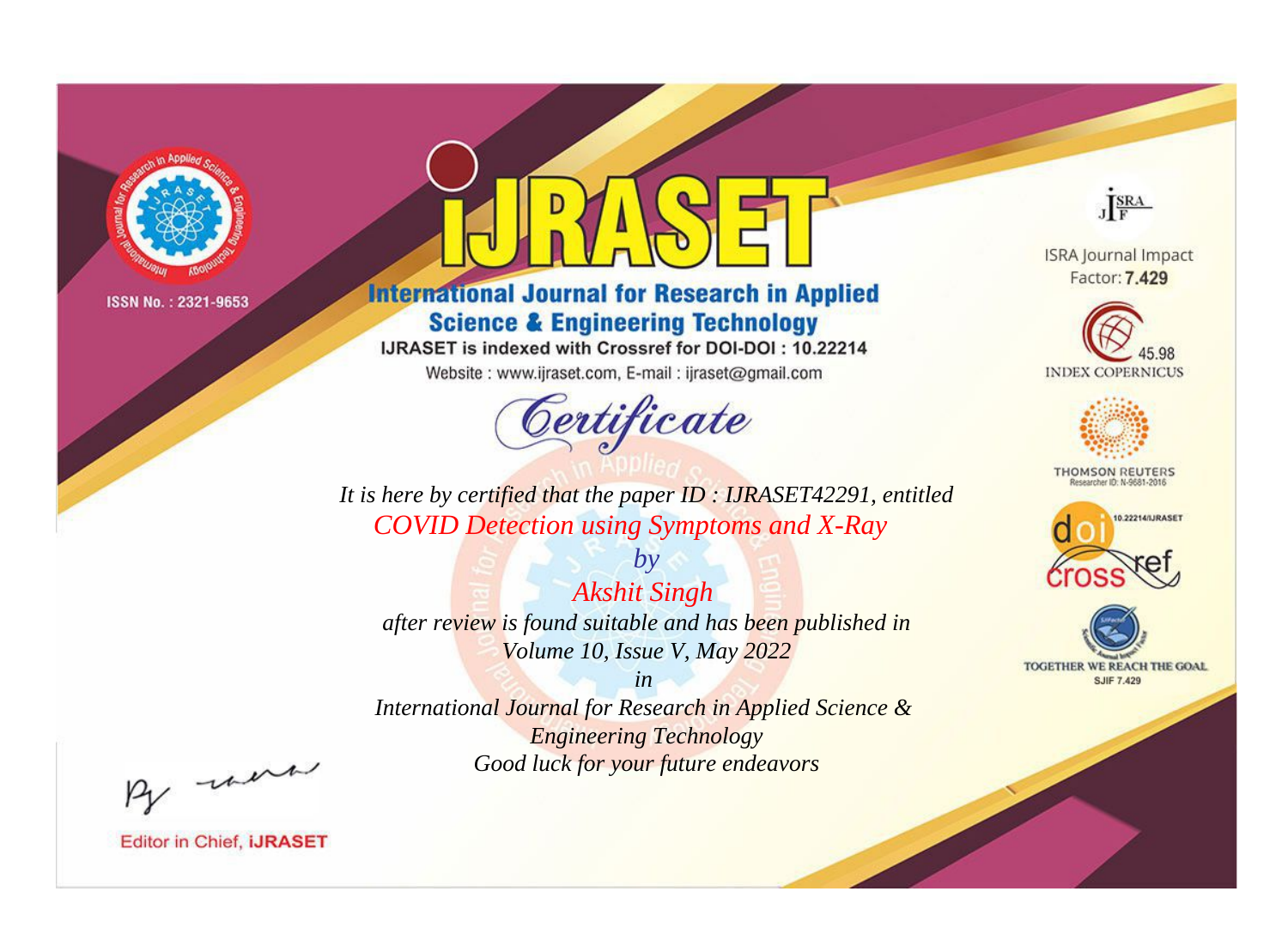ISSN No. : 2321-9653

# IJRASET

## International Journal for Research in Applied Science & Engineering Technology

IJRASET is indexed with Crossref for DOI-DOI : 10.22214

Website : www.ijraset.com, E-mail : ijraset@gmail.com

ISRA Journal Impact Factor: **7.429**

45.98 INDEX COPERNICUS

THOMSON REUTERS Researcher ID: N-9681-2016

10.22214/IJRASET

TOGETHER WE REACH THE GOAL SJIF 7.429

# *Certificate*

*It is here by certified that the paper ID : IJRASET42291, entitled*

*COVID Detection using Symptoms and X-Ray*

*by*

*Akshit Singh*

*after review is found suitable and has been published in*

*Volume 10, Issue V, May 2022*

*in*

*International Journal for Research in Applied Science & Engineering Technology*

*Good luck for your future endeavors*

Editor in Chief, **iJRASET**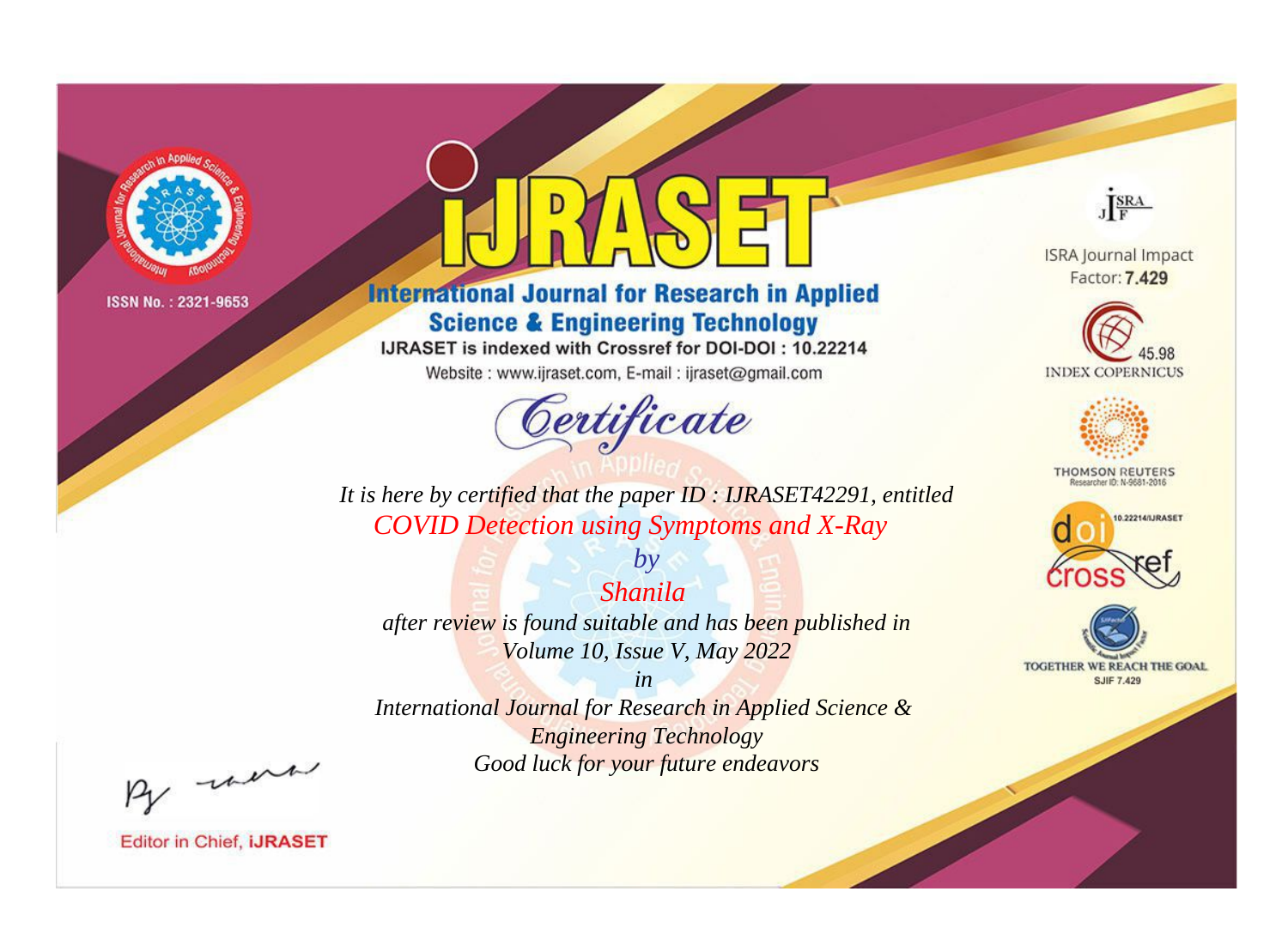ISSN No. : 2321-9653

# iJRASET

## International Journal for Research in Applied Science & Engineering Technology

IJRASET is indexed with Crossref for DOI-DOI : 10.22214

Website : www.ijraset.com, E-mail : ijraset@gmail.com

ISRA Journal Impact Factor: **7.429**

45.98 INDEX COPERNICUS

THOMSON REUTERS Researcher ID: N-9681-2016

10.22214/IJRASET

TOGETHER WE REACH THE GOAL SJIF 7.429

# *Certificate*

*It is here by certified that the paper ID : IJRASET42291, entitled*

*COVID Detection using Symptoms and X-Ray*

*by*

*Shanila*

*after review is found suitable and has been published in*

*Volume 10, Issue V, May 2022*

*in*

*International Journal for Research in Applied Science & Engineering Technology*

*Good luck for your future endeavors*

Editor in Chief, **iJRASET**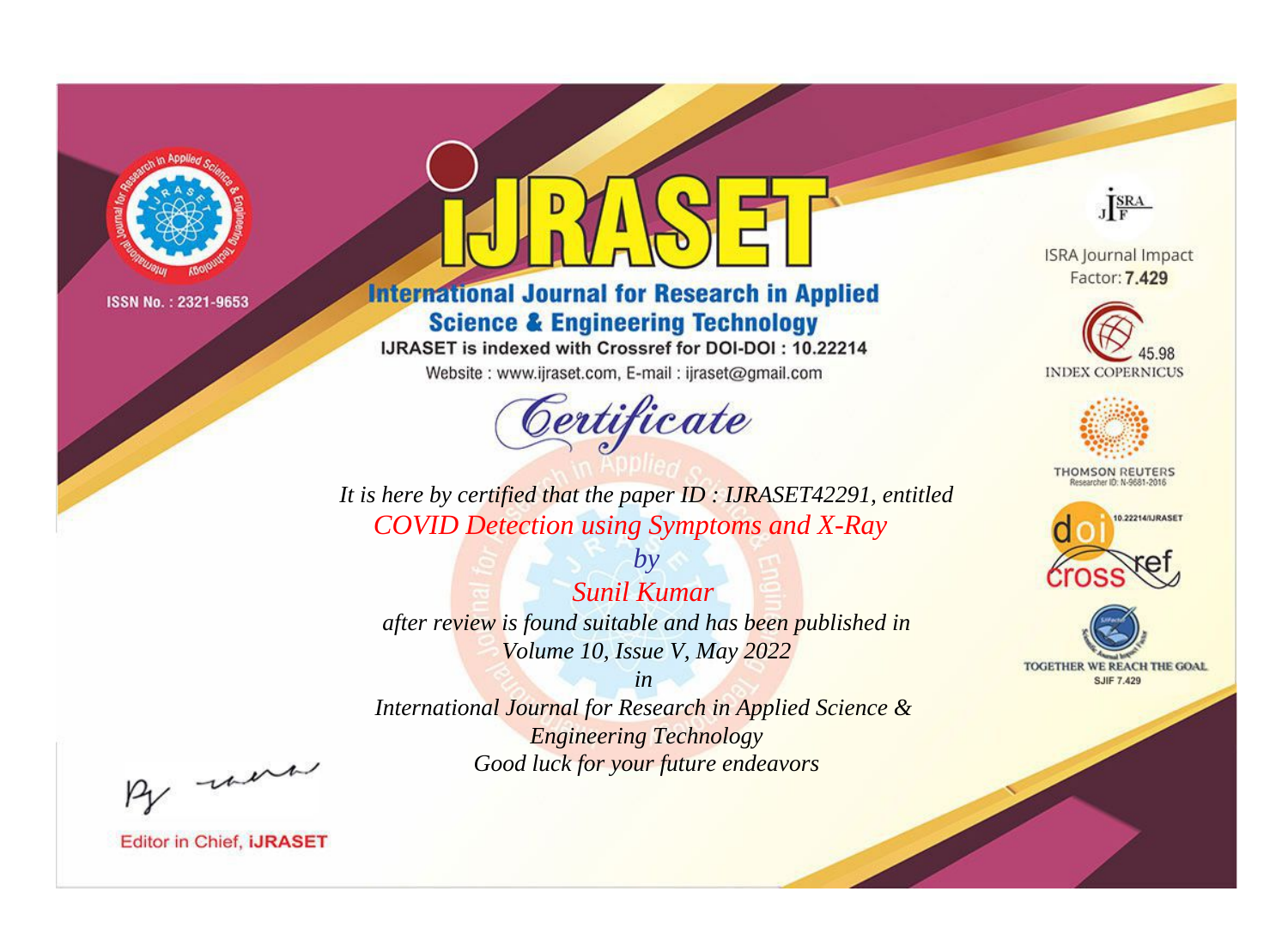ISSN No. : 2321-9653

# iJRASET

## International Journal for Research in Applied Science & Engineering Technology

IJRASET is indexed with Crossref for DOI-DOI : 10.22214

Website : www.ijraset.com, E-mail : ijraset@gmail.com

## *Certificate*

*It is here by certified that the paper ID : IJRASET42291, entitled*

*COVID Detection using Symptoms and X-Ray*

*by*

*Sunil Kumar*

*after review is found suitable and has been published in*

*Volume 10, Issue V, May 2022*

*in*

*International Journal for Research in Applied Science & Engineering Technology*

*Good luck for your future endeavors*

ISRA Journal Impact Factor: **7.429**

45.98 INDEX COPERNICUS

THOMSON REUTERS Researcher ID: N-9681-2016

10.22214/IJRASET

TOGETHER WE REACH THE GOAL SJIF 7.429

Editor in Chief, **iJRASET**